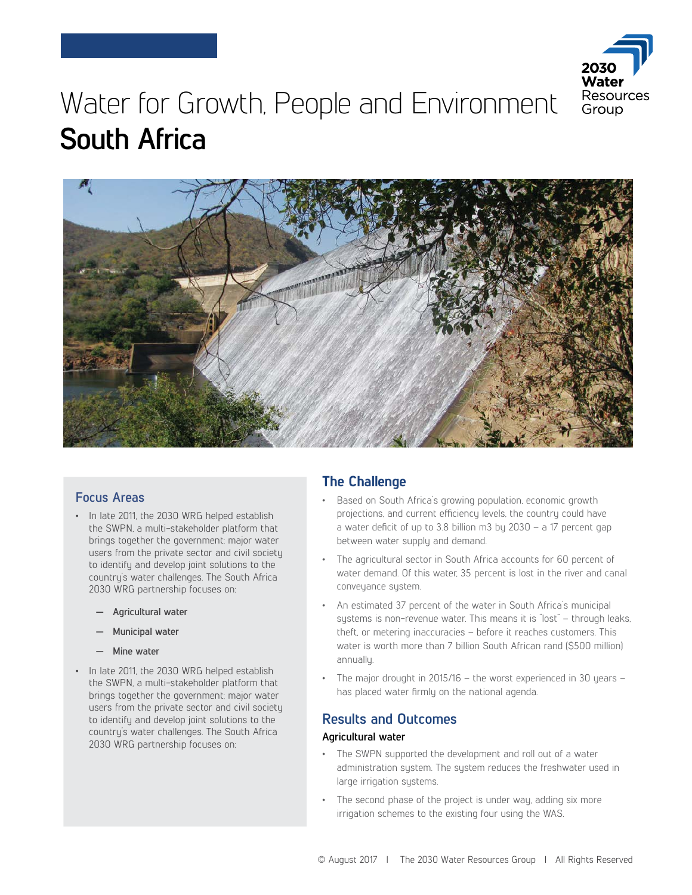# Water for Growth, People and Environment
# South Africa

2030 Water Resources Group

## Focus Areas

- In late 2011, the 2030 WRG helped establish the SWPN, a multi-stakeholder platform that brings together the government; major water users from the private sector and civil society to identify and develop joint solutions to the country's water challenges. The South Africa 2030 WRG partnership focuses on:
  - **Agricultural water**
  - **Municipal water**
  - **Mine water**
- In late 2011, the 2030 WRG helped establish the SWPN, a multi-stakeholder platform that brings together the government; major water users from the private sector and civil society to identify and develop joint solutions to the country's water challenges. The South Africa 2030 WRG partnership focuses on:

## The Challenge

- Based on South Africa's growing population, economic growth projections, and current efficiency levels, the country could have a water deficit of up to 3.8 billion m3 by 2030 – a 17 percent gap between water supply and demand.
- The agricultural sector in South Africa accounts for 60 percent of water demand. Of this water, 35 percent is lost in the river and canal conveyance system.
- An estimated 37 percent of the water in South Africa's municipal systems is non-revenue water. This means it is "lost" – through leaks, theft, or metering inaccuracies – before it reaches customers. This water is worth more than 7 billion South African rand ($500 million) annually.
- The major drought in 2015/16 – the worst experienced in 30 years – has placed water firmly on the national agenda.

## Results and Outcomes

### Agricultural water

- The SWPN supported the development and roll out of a water administration system. The system reduces the freshwater used in large irrigation systems.
- The second phase of the project is under way, adding six more irrigation schemes to the existing four using the WAS.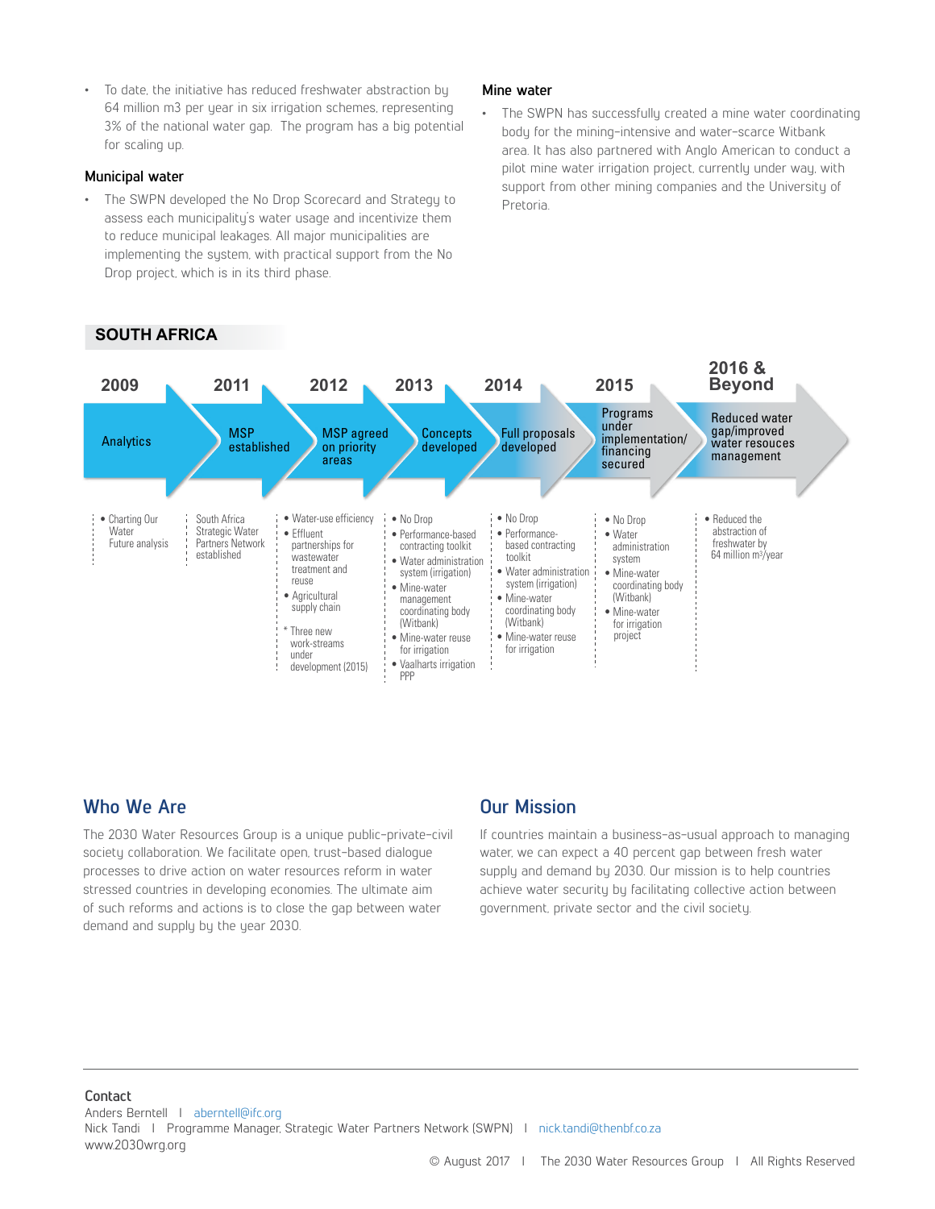- To date, the initiative has reduced freshwater abstraction by 64 million m3 per year in six irrigation schemes, representing 3% of the national water gap. The program has a big potential for scaling up.

### Municipal water

- The SWPN developed the No Drop Scorecard and Strategy to assess each municipality's water usage and incentivize them to reduce municipal leakages. All major municipalities are implementing the system, with practical support from the No Drop project, which is in its third phase.

### Mine water

- The SWPN has successfully created a mine water coordinating body for the mining-intensive and water-scarce Witbank area. It has also partnered with Anglo American to conduct a pilot mine water irrigation project, currently under way, with support from other mining companies and the University of Pretoria.

## SOUTH AFRICA

2009
Analytics
- Charting Our Water Future analysis

2011
MSP established
South Africa Strategic Water Partners Network established

2012
MSP agreed on priority areas
- Water-use efficiency
- Effluent partnerships for wastewater treatment and reuse
- Agricultural supply chain

\* Three new work-streams under development (2015)

2013
Concepts developed
- No Drop
- Performance-based contracting toolkit
- Water administration system (irrigation)
- Mine-water management coordinating body (Witbank)
- Mine-water reuse for irrigation
- Vaalharts irrigation PPP

2014
Full proposals developed
- No Drop
- Performance-based contracting toolkit
- Water administration system (irrigation)
- Mine-water coordinating body (Witbank)
- Mine-water reuse for irrigation

2015
Programs under implementation/ financing secured
- No Drop
- Water administration system
- Mine-water coordinating body (Witbank)
- Mine-water for irrigation project

2016 & Beyond
Reduced water gap/improved water resouces management
- Reduced the abstraction of freshwater by 64 million m³/year

## Who We Are

The 2030 Water Resources Group is a unique public-private-civil society collaboration. We facilitate open, trust-based dialogue processes to drive action on water resources reform in water stressed countries in developing economies. The ultimate aim of such reforms and actions is to close the gap between water demand and supply by the year 2030.

## Our Mission

If countries maintain a business-as-usual approach to managing water, we can expect a 40 percent gap between fresh water supply and demand by 2030. Our mission is to help countries achieve water security by facilitating collective action between government, private sector and the civil society.

### Contact

Anders Berntell | aberntell@ifc.org
Nick Tandi | Programme Manager, Strategic Water Partners Network (SWPN) | nick.tandi@thenbf.co.za
www.2030wrg.org

© August 2017 | The 2030 Water Resources Group | All Rights Reserved